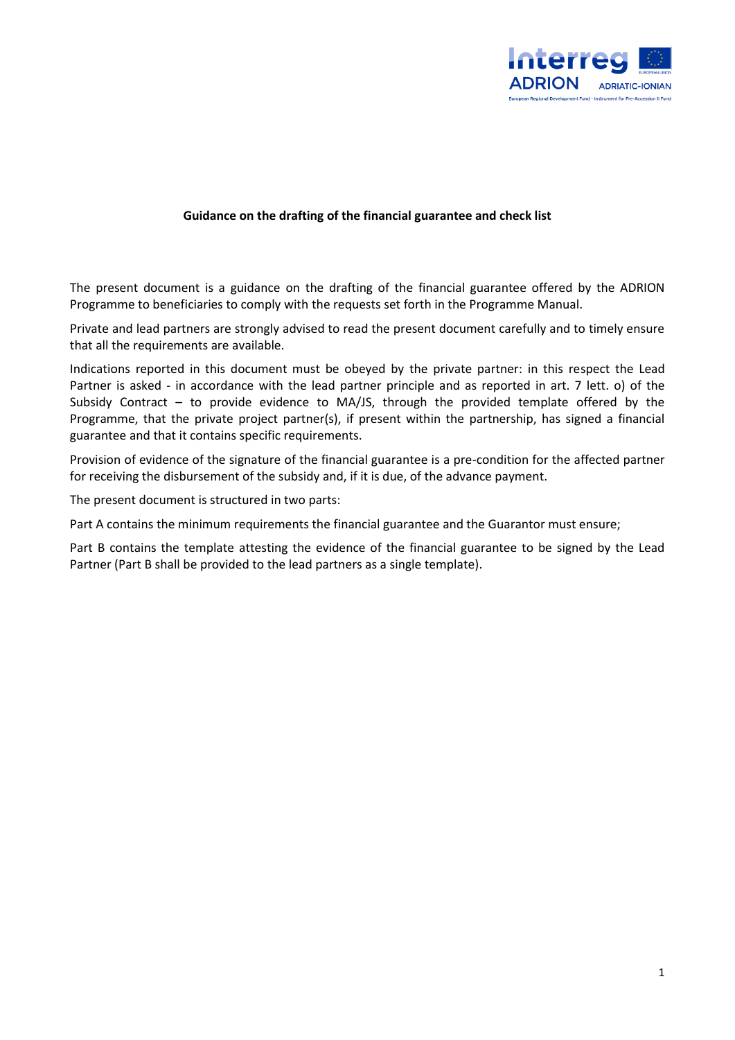**Guidance on the drafting of the financial guarantee and check list**

The present document is a guidance on the drafting of the financial guarantee offered by the ADRION Programme to beneficiaries to comply with the requests set forth in the Programme Manual.

Private and lead partners are strongly advised to read the present document carefully and to timely ensure that all the requirements are available.

Indications reported in this document must be obeyed by the private partner: in this respect the Lead Partner is asked - in accordance with the lead partner principle and as reported in art. 7 lett. o) of the Subsidy Contract – to provide evidence to MA/JS, through the provided template offered by the Programme, that the private project partner(s), if present within the partnership, has signed a financial guarantee and that it contains specific requirements.

Provision of evidence of the signature of the financial guarantee is a pre-condition for the affected partner for receiving the disbursement of the subsidy and, if it is due, of the advance payment.

The present document is structured in two parts:

Part A contains the minimum requirements the financial guarantee and the Guarantor must ensure;

Part B contains the template attesting the evidence of the financial guarantee to be signed by the Lead Partner (Part B shall be provided to the lead partners as a single template).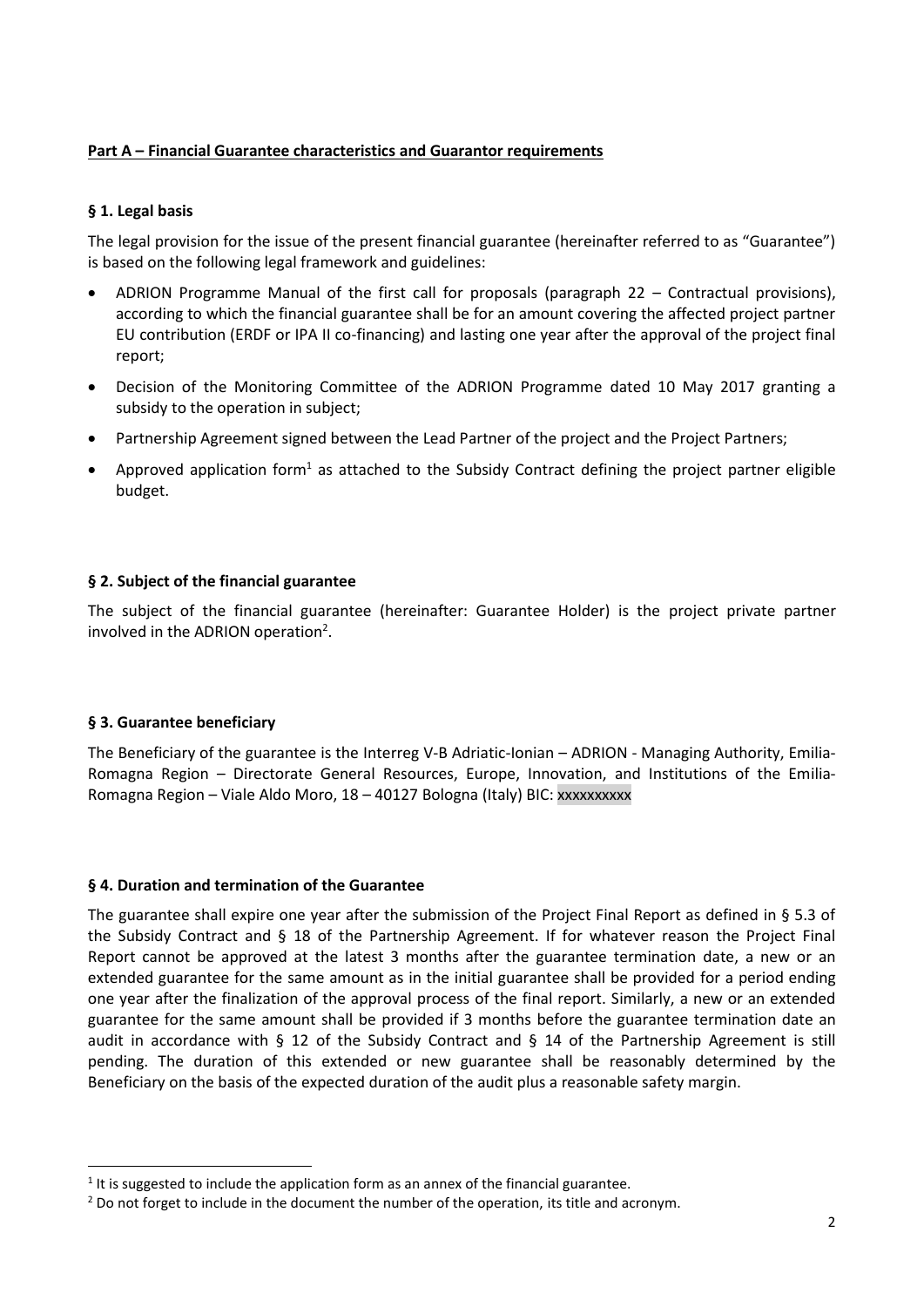**Part A – Financial Guarantee characteristics and Guarantor requirements**

### § 1. Legal basis

The legal provision for the issue of the present financial guarantee (hereinafter referred to as "Guarantee") is based on the following legal framework and guidelines:

- ADRION Programme Manual of the first call for proposals (paragraph 22 – Contractual provisions), according to which the financial guarantee shall be for an amount covering the affected project partner EU contribution (ERDF or IPA II co-financing) and lasting one year after the approval of the project final report;
- Decision of the Monitoring Committee of the ADRION Programme dated 10 May 2017 granting a subsidy to the operation in subject;
- Partnership Agreement signed between the Lead Partner of the project and the Project Partners;
- Approved application form[1] as attached to the Subsidy Contract defining the project partner eligible budget.

### § 2. Subject of the financial guarantee

The subject of the financial guarantee (hereinafter: Guarantee Holder) is the project private partner involved in the ADRION operation[2].

### § 3. Guarantee beneficiary

The Beneficiary of the guarantee is the Interreg V-B Adriatic-Ionian – ADRION - Managing Authority, Emilia-Romagna Region – Directorate General Resources, Europe, Innovation, and Institutions of the Emilia-Romagna Region – Viale Aldo Moro, 18 – 40127 Bologna (Italy) BIC: xxxxxxxxxx

### § 4. Duration and termination of the Guarantee

The guarantee shall expire one year after the submission of the Project Final Report as defined in § 5.3 of the Subsidy Contract and § 18 of the Partnership Agreement. If for whatever reason the Project Final Report cannot be approved at the latest 3 months after the guarantee termination date, a new or an extended guarantee for the same amount as in the initial guarantee shall be provided for a period ending one year after the finalization of the approval process of the final report. Similarly, a new or an extended guarantee for the same amount shall be provided if 3 months before the guarantee termination date an audit in accordance with § 12 of the Subsidy Contract and § 14 of the Partnership Agreement is still pending. The duration of this extended or new guarantee shall be reasonably determined by the Beneficiary on the basis of the expected duration of the audit plus a reasonable safety margin.

---

[1] It is suggested to include the application form as an annex of the financial guarantee.

[2] Do not forget to include in the document the number of the operation, its title and acronym.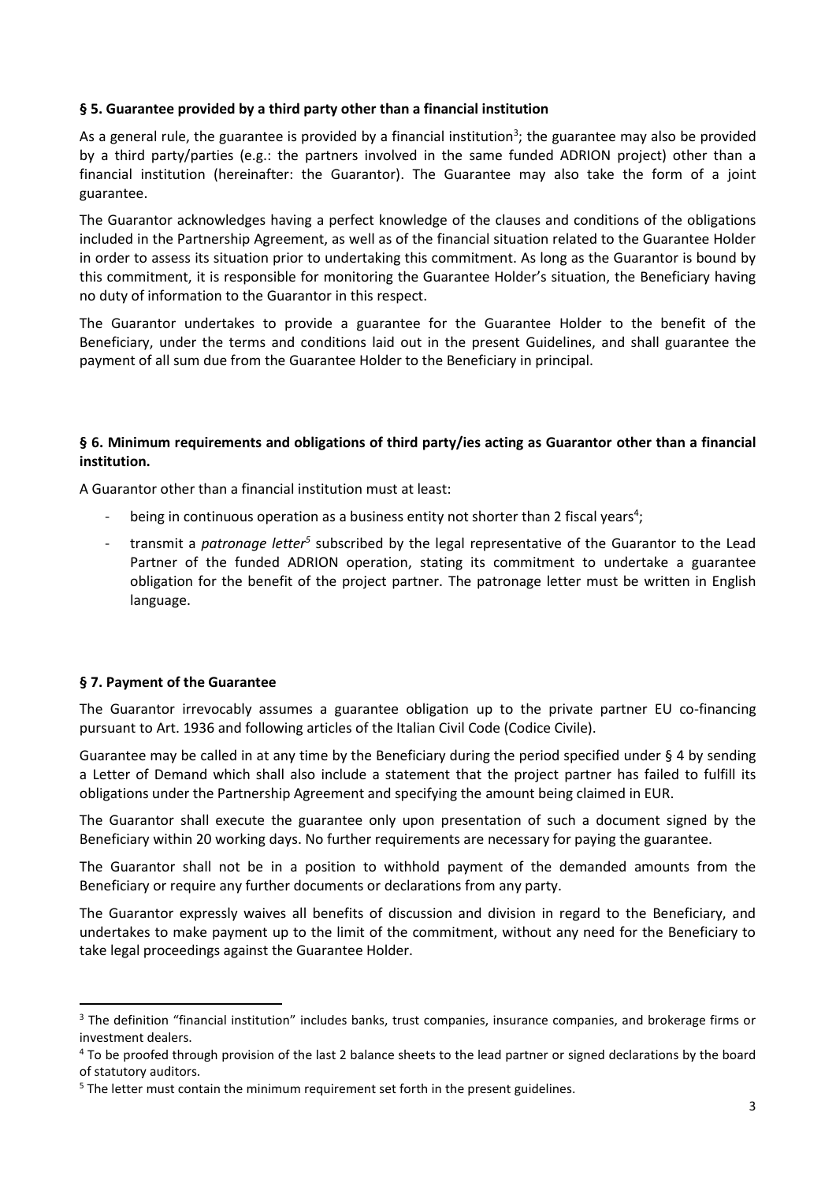**§ 5. Guarantee provided by a third party other than a financial institution**

As a general rule, the guarantee is provided by a financial institution[3]; the guarantee may also be provided by a third party/parties (e.g.: the partners involved in the same funded ADRION project) other than a financial institution (hereinafter: the Guarantor). The Guarantee may also take the form of a joint guarantee.

The Guarantor acknowledges having a perfect knowledge of the clauses and conditions of the obligations included in the Partnership Agreement, as well as of the financial situation related to the Guarantee Holder in order to assess its situation prior to undertaking this commitment. As long as the Guarantor is bound by this commitment, it is responsible for monitoring the Guarantee Holder's situation, the Beneficiary having no duty of information to the Guarantor in this respect.

The Guarantor undertakes to provide a guarantee for the Guarantee Holder to the benefit of the Beneficiary, under the terms and conditions laid out in the present Guidelines, and shall guarantee the payment of all sum due from the Guarantee Holder to the Beneficiary in principal.

**§ 6. Minimum requirements and obligations of third party/ies acting as Guarantor other than a financial institution.**

A Guarantor other than a financial institution must at least:

- being in continuous operation as a business entity not shorter than 2 fiscal years[4];
- transmit a *patronage letter*[5] subscribed by the legal representative of the Guarantor to the Lead Partner of the funded ADRION operation, stating its commitment to undertake a guarantee obligation for the benefit of the project partner. The patronage letter must be written in English language.

**§ 7. Payment of the Guarantee**

The Guarantor irrevocably assumes a guarantee obligation up to the private partner EU co-financing pursuant to Art. 1936 and following articles of the Italian Civil Code (Codice Civile).

Guarantee may be called in at any time by the Beneficiary during the period specified under § 4 by sending a Letter of Demand which shall also include a statement that the project partner has failed to fulfill its obligations under the Partnership Agreement and specifying the amount being claimed in EUR.

The Guarantor shall execute the guarantee only upon presentation of such a document signed by the Beneficiary within 20 working days. No further requirements are necessary for paying the guarantee.

The Guarantor shall not be in a position to withhold payment of the demanded amounts from the Beneficiary or require any further documents or declarations from any party.

The Guarantor expressly waives all benefits of discussion and division in regard to the Beneficiary, and undertakes to make payment up to the limit of the commitment, without any need for the Beneficiary to take legal proceedings against the Guarantee Holder.

[3] The definition "financial institution" includes banks, trust companies, insurance companies, and brokerage firms or investment dealers.

[4] To be proofed through provision of the last 2 balance sheets to the lead partner or signed declarations by the board of statutory auditors.

[5] The letter must contain the minimum requirement set forth in the present guidelines.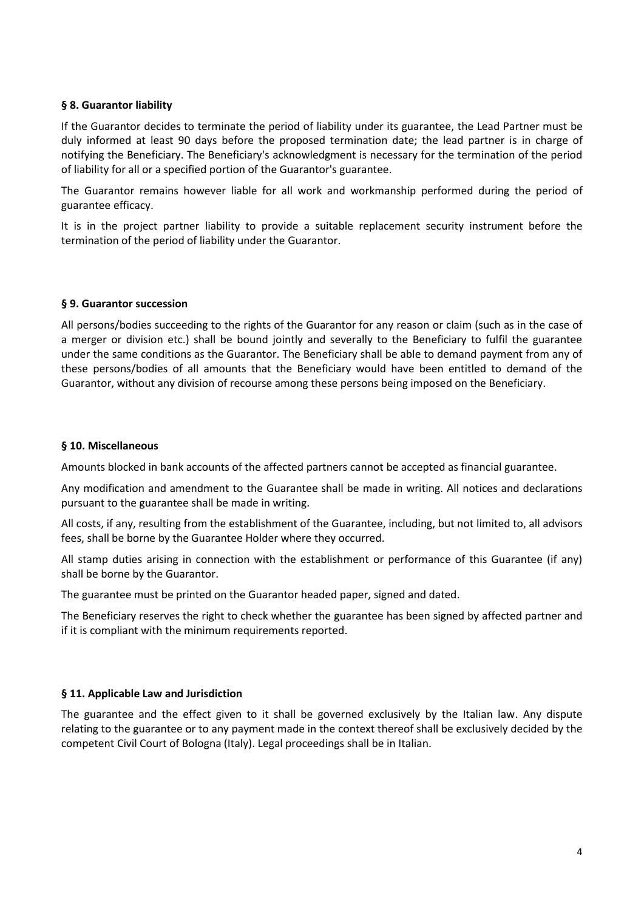**§ 8. Guarantor liability**

If the Guarantor decides to terminate the period of liability under its guarantee, the Lead Partner must be duly informed at least 90 days before the proposed termination date; the lead partner is in charge of notifying the Beneficiary. The Beneficiary's acknowledgment is necessary for the termination of the period of liability for all or a specified portion of the Guarantor's guarantee.

The Guarantor remains however liable for all work and workmanship performed during the period of guarantee efficacy.

It is in the project partner liability to provide a suitable replacement security instrument before the termination of the period of liability under the Guarantor.

**§ 9. Guarantor succession**

All persons/bodies succeeding to the rights of the Guarantor for any reason or claim (such as in the case of a merger or division etc.) shall be bound jointly and severally to the Beneficiary to fulfil the guarantee under the same conditions as the Guarantor. The Beneficiary shall be able to demand payment from any of these persons/bodies of all amounts that the Beneficiary would have been entitled to demand of the Guarantor, without any division of recourse among these persons being imposed on the Beneficiary.

**§ 10. Miscellaneous**

Amounts blocked in bank accounts of the affected partners cannot be accepted as financial guarantee.

Any modification and amendment to the Guarantee shall be made in writing. All notices and declarations pursuant to the guarantee shall be made in writing.

All costs, if any, resulting from the establishment of the Guarantee, including, but not limited to, all advisors fees, shall be borne by the Guarantee Holder where they occurred.

All stamp duties arising in connection with the establishment or performance of this Guarantee (if any) shall be borne by the Guarantor.

The guarantee must be printed on the Guarantor headed paper, signed and dated.

The Beneficiary reserves the right to check whether the guarantee has been signed by affected partner and if it is compliant with the minimum requirements reported.

**§ 11. Applicable Law and Jurisdiction**

The guarantee and the effect given to it shall be governed exclusively by the Italian law. Any dispute relating to the guarantee or to any payment made in the context thereof shall be exclusively decided by the competent Civil Court of Bologna (Italy). Legal proceedings shall be in Italian.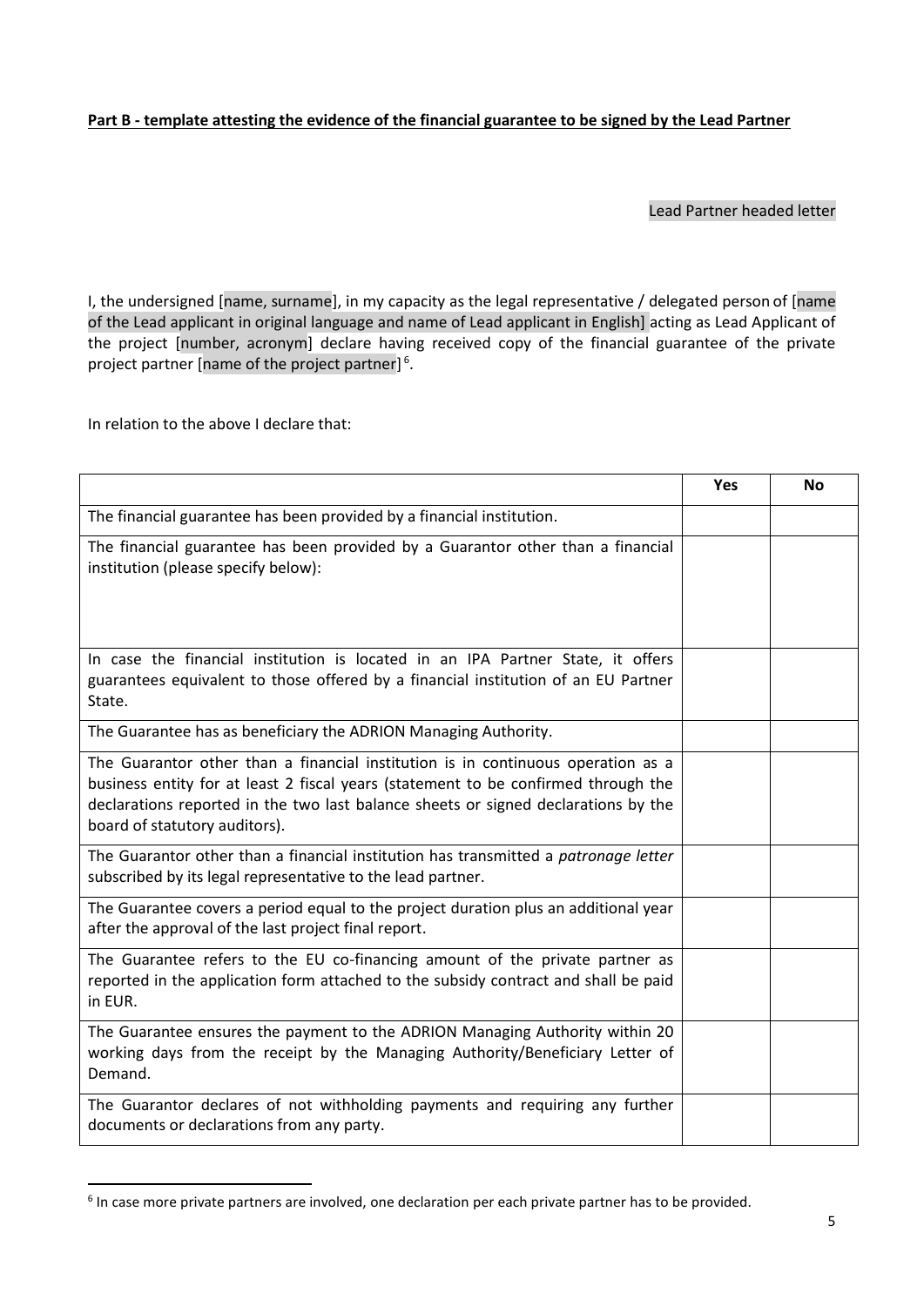**Part B - template attesting the evidence of the financial guarantee to be signed by the Lead Partner**

Lead Partner headed letter

I, the undersigned [name, surname], in my capacity as the legal representative / delegated person of [name of the Lead applicant in original language and name of Lead applicant in English] acting as Lead Applicant of the project [number, acronym] declare having received copy of the financial guarantee of the private project partner [name of the project partner] [6].

In relation to the above I declare that:

| | Yes | No |
|---|---|---|
| The financial guarantee has been provided by a financial institution. | | |
| The financial guarantee has been provided by a Guarantor other than a financial institution (please specify below): | | |
| In case the financial institution is located in an IPA Partner State, it offers guarantees equivalent to those offered by a financial institution of an EU Partner State. | | |
| The Guarantee has as beneficiary the ADRION Managing Authority. | | |
| The Guarantor other than a financial institution is in continuous operation as a business entity for at least 2 fiscal years (statement to be confirmed through the declarations reported in the two last balance sheets or signed declarations by the board of statutory auditors). | | |
| The Guarantor other than a financial institution has transmitted a *patronage letter* subscribed by its legal representative to the lead partner. | | |
| The Guarantee covers a period equal to the project duration plus an additional year after the approval of the last project final report. | | |
| The Guarantee refers to the EU co-financing amount of the private partner as reported in the application form attached to the subsidy contract and shall be paid in EUR. | | |
| The Guarantee ensures the payment to the ADRION Managing Authority within 20 working days from the receipt by the Managing Authority/Beneficiary Letter of Demand. | | |
| The Guarantor declares of not withholding payments and requiring any further documents or declarations from any party. | | |

[6] In case more private partners are involved, one declaration per each private partner has to be provided.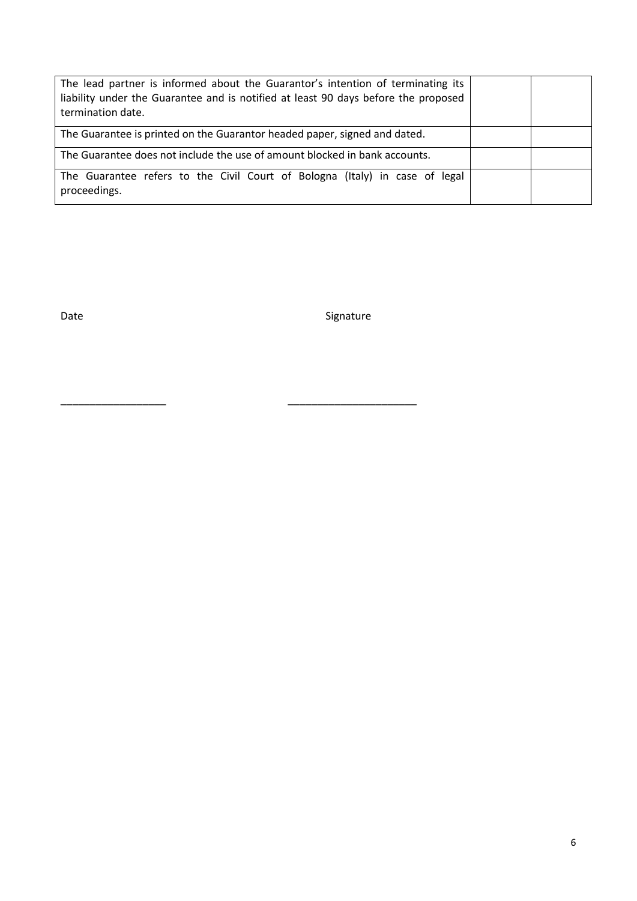| | | |
|---|---|---|
| The lead partner is informed about the Guarantor's intention of terminating its liability under the Guarantee and is notified at least 90 days before the proposed termination date. | | |
| The Guarantee is printed on the Guarantor headed paper, signed and dated. | | |
| The Guarantee does not include the use of amount blocked in bank accounts. | | |
| The Guarantee refers to the Civil Court of Bologna (Italy) in case of legal proceedings. | | |

Date Signature

\_\_\_\_\_\_\_\_\_\_\_\_\_\_\_\_\_\_ \_\_\_\_\_\_\_\_\_\_\_\_\_\_\_\_\_\_\_\_\_\_